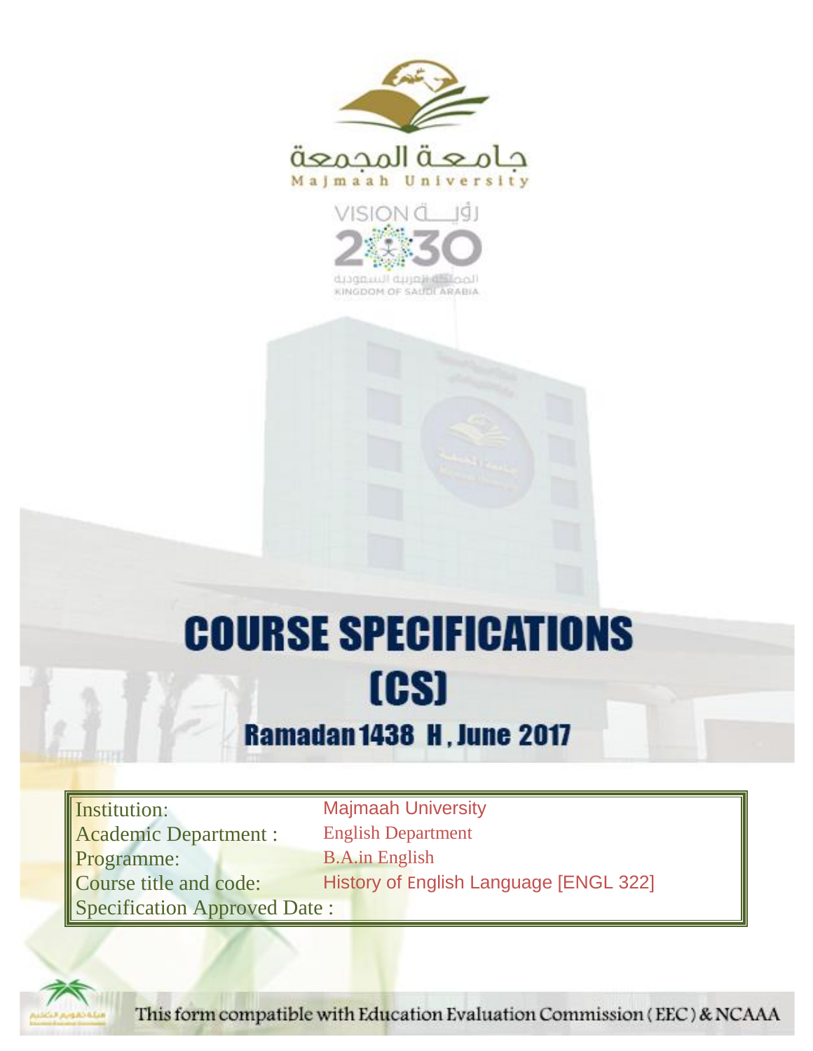جامعة المجمعة

Majmaah University

VISION رؤية 2030

المملكة العربية السعودية

KINGDOM OF SAUDI ARABIA

# COURSE SPECIFICATIONS

# (CS)

## Ramadan 1438 H , June 2017

| | |
|---|---|
| Institution: | Majmaah University |
| Academic Department : | English Department |
| Programme: | B.A.in English |
| Course title and code: | History of English Language [ENGL 322] |
| Specification Approved Date : | |

This form compatible with Education Evaluation Commission ( EEC ) & NCAAA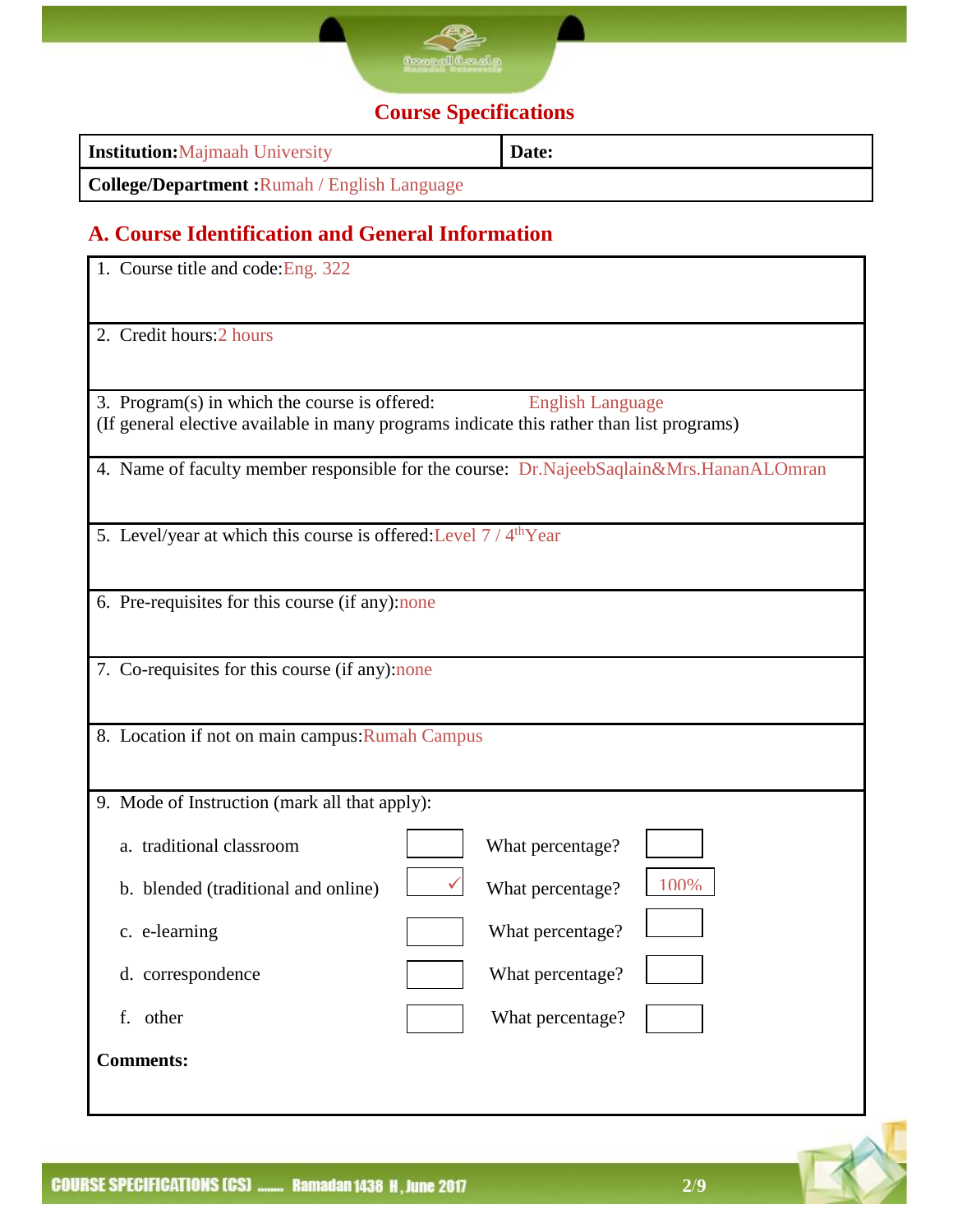## Course Specifications

| **Institution:** Majmaah University | **Date:** |
|---|---|
| **College/Department :** Rumah / English Language | |

## A. Course Identification and General Information

1. Course title and code: Eng. 322

2. Credit hours: 2 hours

3. Program(s) in which the course is offered: English Language
(If general elective available in many programs indicate this rather than list programs)

4. Name of faculty member responsible for the course: Dr.NajeebSaqlain&Mrs.HananALOmran

5. Level/year at which this course is offered: Level 7 / 4th Year

6. Pre-requisites for this course (if any): none

7. Co-requisites for this course (if any): none

8. Location if not on main campus: Rumah Campus

9. Mode of Instruction (mark all that apply):

| Mode | | What percentage? | |
|---|---|---|---|
| a. traditional classroom | | What percentage? | |
| b. blended (traditional and online) | ✓ | What percentage? | 100% |
| c. e-learning | | What percentage? | |
| d. correspondence | | What percentage? | |
| f. other | | What percentage? | |

**Comments:**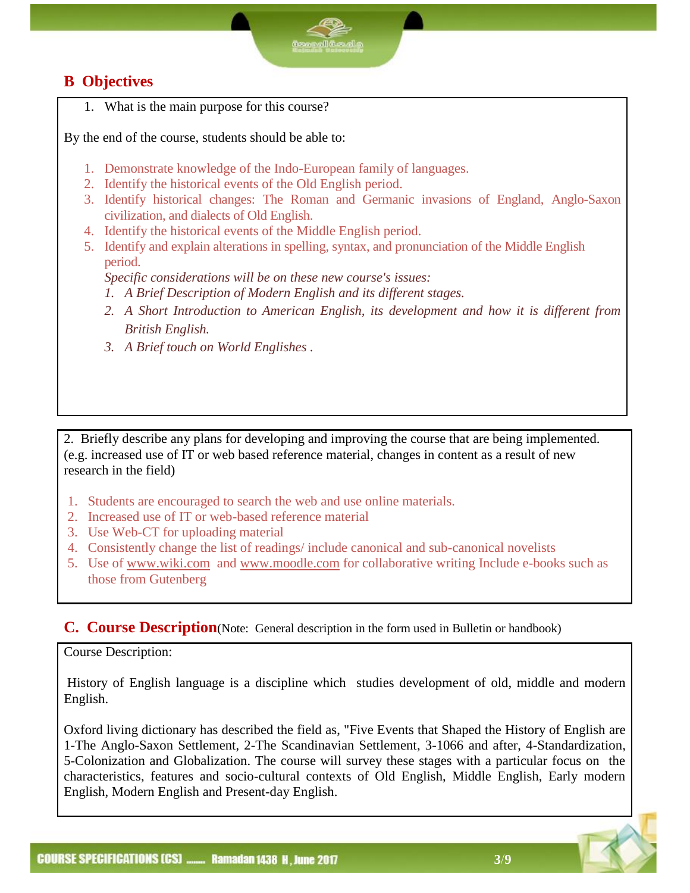## B Objectives

1. What is the main purpose for this course?

By the end of the course, students should be able to:

1. Demonstrate knowledge of the Indo-European family of languages.
2. Identify the historical events of the Old English period.
3. Identify historical changes: The Roman and Germanic invasions of England, Anglo-Saxon civilization, and dialects of Old English.
4. Identify the historical events of the Middle English period.
5. Identify and explain alterations in spelling, syntax, and pronunciation of the Middle English period.

   *Specific considerations will be on these new course's issues:*

   1. *A Brief Description of Modern English and its different stages.*
   2. *A Short Introduction to American English, its development and how it is different from British English.*
   3. *A Brief touch on World Englishes .*

2. Briefly describe any plans for developing and improving the course that are being implemented. (e.g. increased use of IT or web based reference material, changes in content as a result of new research in the field)

1. Students are encouraged to search the web and use online materials.
2. Increased use of IT or web-based reference material
3. Use Web-CT for uploading material
4. Consistently change the list of readings/ include canonical and sub-canonical novelists
5. Use of www.wiki.com and www.moodle.com for collaborative writing Include e-books such as those from Gutenberg

## C. Course Description (Note: General description in the form used in Bulletin or handbook)

Course Description:

History of English language is a discipline which studies development of old, middle and modern English.

Oxford living dictionary has described the field as, "Five Events that Shaped the History of English are 1-The Anglo-Saxon Settlement, 2-The Scandinavian Settlement, 3-1066 and after, 4-Standardization, 5-Colonization and Globalization. The course will survey these stages with a particular focus on the characteristics, features and socio-cultural contexts of Old English, Middle English, Early modern English, Modern English and Present-day English.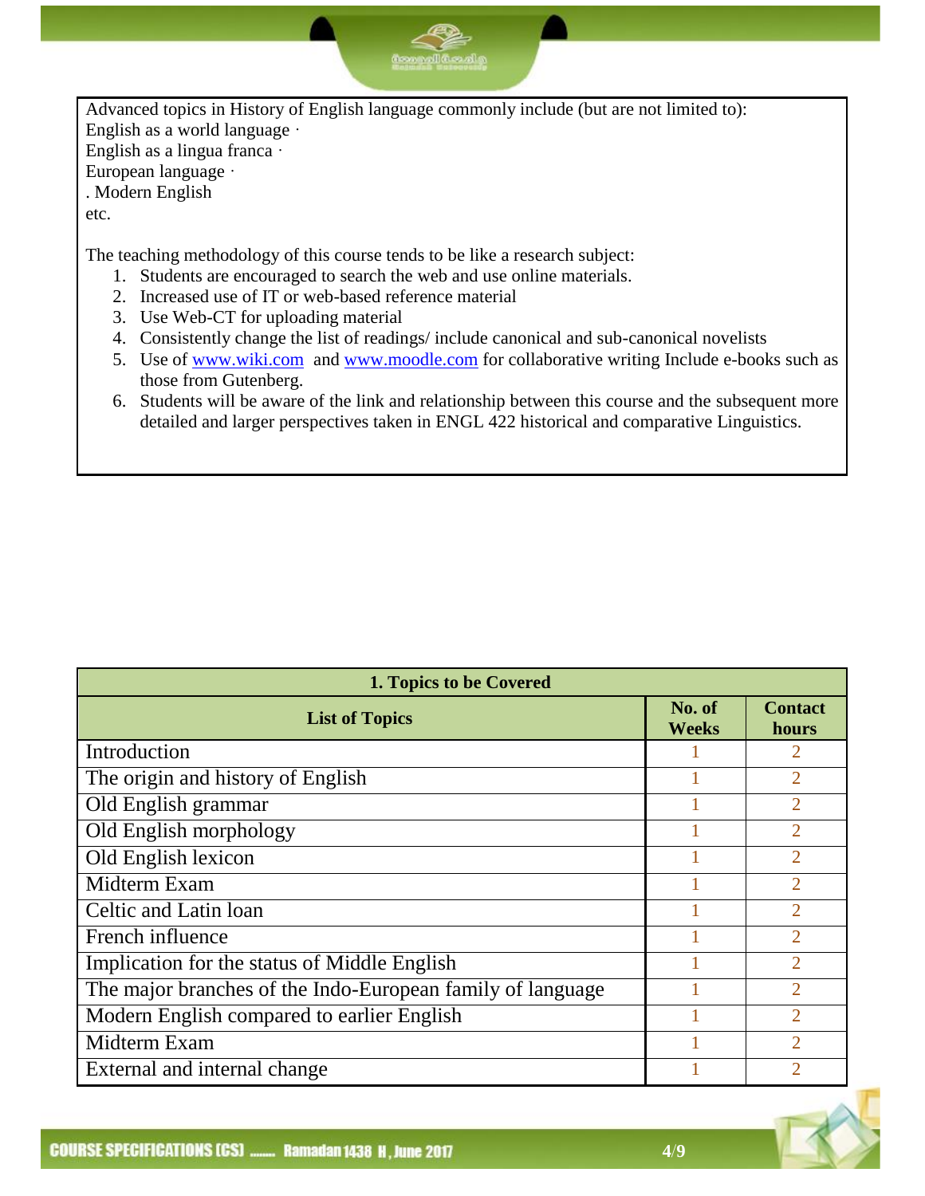Advanced topics in History of English language commonly include (but are not limited to):
English as a world language ·
English as a lingua franca ·
European language ·
. Modern English
etc.

The teaching methodology of this course tends to be like a research subject:

1. Students are encouraged to search the web and use online materials.
2. Increased use of IT or web-based reference material
3. Use Web-CT for uploading material
4. Consistently change the list of readings/ include canonical and sub-canonical novelists
5. Use of www.wiki.com and www.moodle.com for collaborative writing Include e-books such as those from Gutenberg.
6. Students will be aware of the link and relationship between this course and the subsequent more detailed and larger perspectives taken in ENGL 422 historical and comparative Linguistics.

| 1. Topics to be Covered | | |
|---|---|---|
| **List of Topics** | **No. of Weeks** | **Contact hours** |
| Introduction | 1 | 2 |
| The origin and history of English | 1 | 2 |
| Old English grammar | 1 | 2 |
| Old English morphology | 1 | 2 |
| Old English lexicon | 1 | 2 |
| Midterm Exam | 1 | 2 |
| Celtic and Latin loan | 1 | 2 |
| French influence | 1 | 2 |
| Implication for the status of Middle English | 1 | 2 |
| The major branches of the Indo-European family of language | 1 | 2 |
| Modern English compared to earlier English | 1 | 2 |
| Midterm Exam | 1 | 2 |
| External and internal change | 1 | 2 |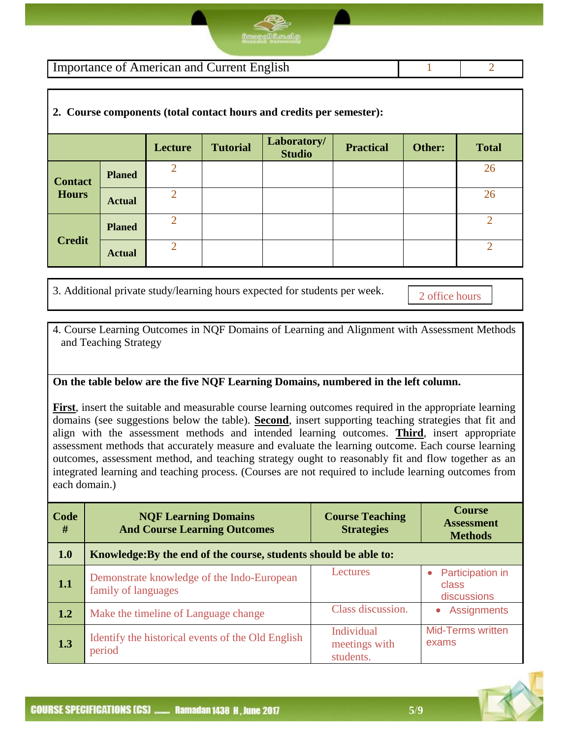| Importance of American and Current English | 1 | 2 |
|---|---|---|

**2. Course components (total contact hours and credits per semester):**

| | | Lecture | Tutorial | Laboratory/ Studio | Practical | Other: | Total |
|---|---|---|---|---|---|---|---|
| Contact Hours | Planed | 2 | | | | | 26 |
| | Actual | 2 | | | | | 26 |
| Credit | Planed | 2 | | | | | 2 |
| | Actual | 2 | | | | | 2 |

| 3. Additional private study/learning hours expected for students per week. | 2 office hours |
|---|---|

4. Course Learning Outcomes in NQF Domains of Learning and Alignment with Assessment Methods and Teaching Strategy

**On the table below are the five NQF Learning Domains, numbered in the left column.**

**First**, insert the suitable and measurable course learning outcomes required in the appropriate learning domains (see suggestions below the table). **Second**, insert supporting teaching strategies that fit and align with the assessment methods and intended learning outcomes. **Third**, insert appropriate assessment methods that accurately measure and evaluate the learning outcome. Each course learning outcomes, assessment method, and teaching strategy ought to reasonably fit and flow together as an integrated learning and teaching process. (Courses are not required to include learning outcomes from each domain.)

| Code # | NQF Learning Domains And Course Learning Outcomes | Course Teaching Strategies | Course Assessment Methods |
|---|---|---|---|
| **1.0** | **Knowledge:By the end of the course, students should be able to:** | | |
| **1.1** | Demonstrate knowledge of the Indo-European family of languages | Lectures | • Participation in class discussions |
| **1.2** | Make the timeline of Language change | Class discussion. | • Assignments |
| **1.3** | Identify the historical events of the Old English period | Individual meetings with students. | Mid-Terms written exams |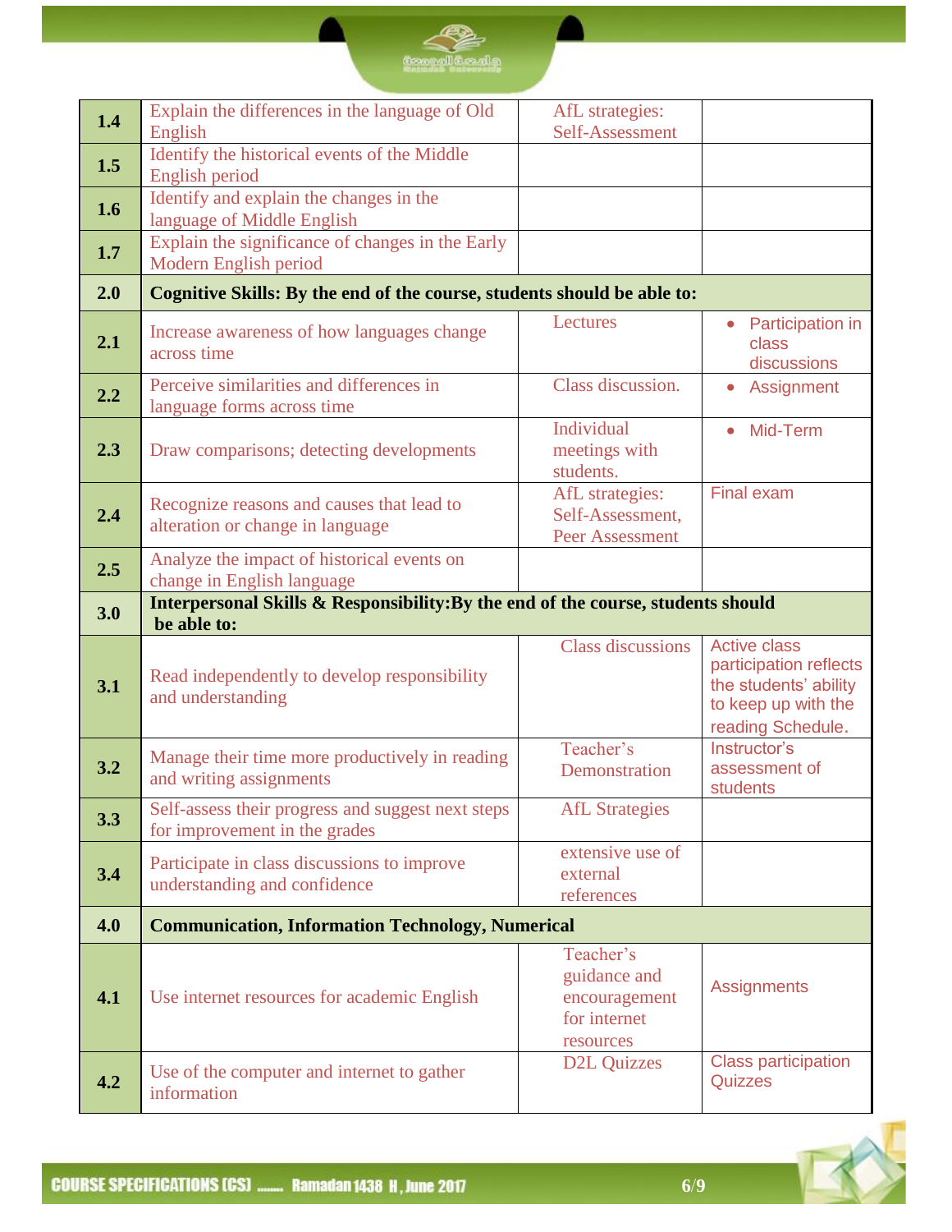| | | | |
|---|---|---|---|
| 1.4 | Explain the differences in the language of Old English | AfL strategies: Self-Assessment | |
| 1.5 | Identify the historical events of the Middle English period | | |
| 1.6 | Identify and explain the changes in the language of Middle English | | |
| 1.7 | Explain the significance of changes in the Early Modern English period | | |
| **2.0** | **Cognitive Skills: By the end of the course, students should be able to:** | | |
| 2.1 | Increase awareness of how languages change across time | Lectures | • Participation in class discussions |
| 2.2 | Perceive similarities and differences in language forms across time | Class discussion. | • Assignment |
| 2.3 | Draw comparisons; detecting developments | Individual meetings with students. | • Mid-Term |
| 2.4 | Recognize reasons and causes that lead to alteration or change in language | AfL strategies: Self-Assessment, Peer Assessment | Final exam |
| 2.5 | Analyze the impact of historical events on change in English language | | |
| **3.0** | **Interpersonal Skills & Responsibility:By the end of the course, students should be able to:** | | |
| 3.1 | Read independently to develop responsibility and understanding | Class discussions | Active class participation reflects the students' ability to keep up with the reading Schedule. |
| 3.2 | Manage their time more productively in reading and writing assignments | Teacher's Demonstration | Instructor's assessment of students |
| 3.3 | Self-assess their progress and suggest next steps for improvement in the grades | AfL Strategies | |
| 3.4 | Participate in class discussions to improve understanding and confidence | extensive use of external references | |
| **4.0** | **Communication, Information Technology, Numerical** | | |
| 4.1 | Use internet resources for academic English | Teacher's guidance and encouragement for internet resources | Assignments |
| 4.2 | Use of the computer and internet to gather information | D2L Quizzes | Class participation Quizzes |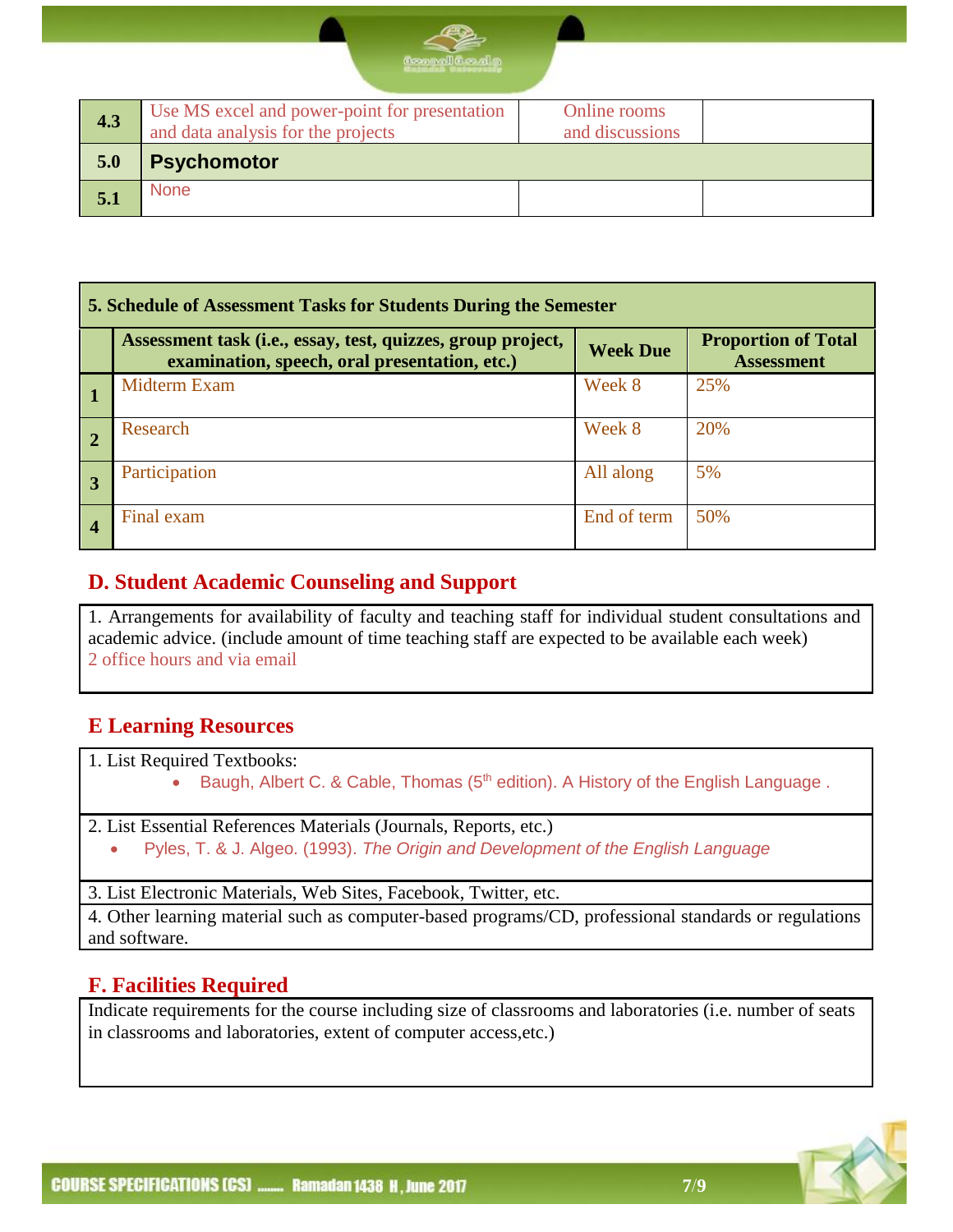| 4.3 | Use MS excel and power-point for presentation and data analysis for the projects | Online rooms and discussions | |
|---|---|---|---|
| **5.0** | **Psychomotor** | | |
| 5.1 | None | | |

| **5. Schedule of Assessment Tasks for Students During the Semester** | | | |
|---|---|---|---|
| | **Assessment task (i.e., essay, test, quizzes, group project, examination, speech, oral presentation, etc.)** | **Week Due** | **Proportion of Total Assessment** |
| **1** | Midterm Exam | Week 8 | 25% |
| **2** | Research | Week 8 | 20% |
| **3** | Participation | All along | 5% |
| **4** | Final exam | End of term | 50% |

## D. Student Academic Counseling and Support

1. Arrangements for availability of faculty and teaching staff for individual student consultations and academic advice. (include amount of time teaching staff are expected to be available each week)
2 office hours and via email

## E Learning Resources

1. List Required Textbooks:
   - Baugh, Albert C. & Cable, Thomas (5th edition). A History of the English Language .

2. List Essential References Materials (Journals, Reports, etc.)
   - Pyles, T. & J. Algeo. (1993). *The Origin and Development of the English Language*

3. List Electronic Materials, Web Sites, Facebook, Twitter, etc.

4. Other learning material such as computer-based programs/CD, professional standards or regulations and software.

## F. Facilities Required

Indicate requirements for the course including size of classrooms and laboratories (i.e. number of seats in classrooms and laboratories, extent of computer access,etc.)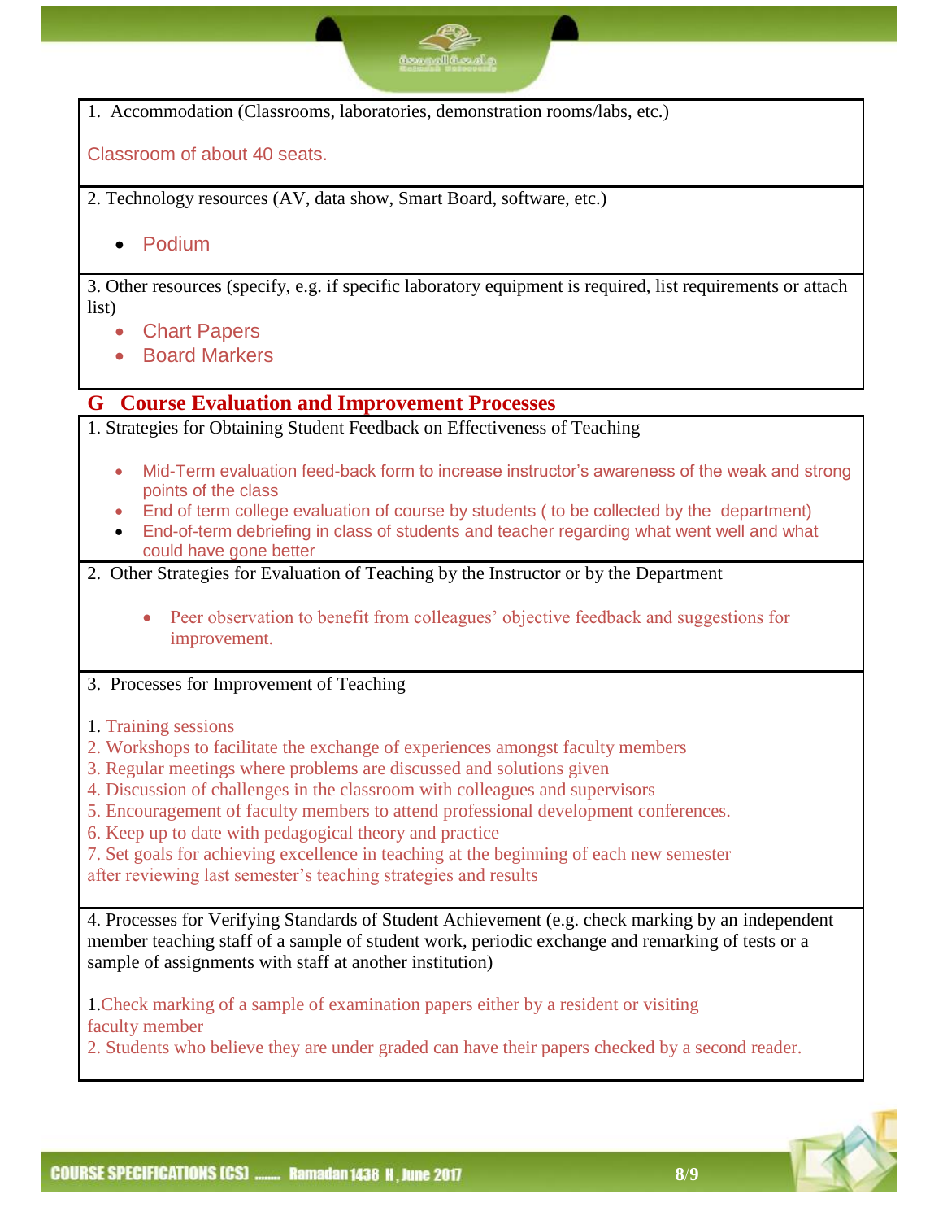1. Accommodation (Classrooms, laboratories, demonstration rooms/labs, etc.)

Classroom of about 40 seats.

2. Technology resources (AV, data show, Smart Board, software, etc.)

- Podium

3. Other resources (specify, e.g. if specific laboratory equipment is required, list requirements or attach list)

- Chart Papers
- Board Markers

## G Course Evaluation and Improvement Processes

1. Strategies for Obtaining Student Feedback on Effectiveness of Teaching

- Mid-Term evaluation feed-back form to increase instructor's awareness of the weak and strong points of the class
- End of term college evaluation of course by students ( to be collected by the department)
- End-of-term debriefing in class of students and teacher regarding what went well and what could have gone better

2. Other Strategies for Evaluation of Teaching by the Instructor or by the Department

- Peer observation to benefit from colleagues' objective feedback and suggestions for improvement.

3. Processes for Improvement of Teaching

1. Training sessions
2. Workshops to facilitate the exchange of experiences amongst faculty members
3. Regular meetings where problems are discussed and solutions given
4. Discussion of challenges in the classroom with colleagues and supervisors
5. Encouragement of faculty members to attend professional development conferences.
6. Keep up to date with pedagogical theory and practice
7. Set goals for achieving excellence in teaching at the beginning of each new semester after reviewing last semester's teaching strategies and results

4. Processes for Verifying Standards of Student Achievement (e.g. check marking by an independent member teaching staff of a sample of student work, periodic exchange and remarking of tests or a sample of assignments with staff at another institution)

1. Check marking of a sample of examination papers either by a resident or visiting faculty member
2. Students who believe they are under graded can have their papers checked by a second reader.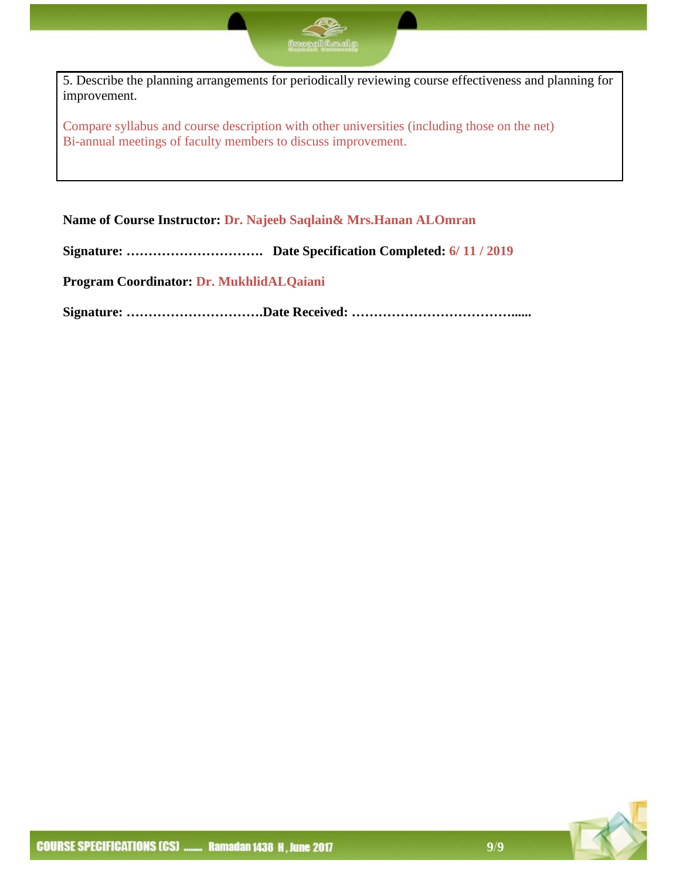5. Describe the planning arrangements for periodically reviewing course effectiveness and planning for improvement.

Compare syllabus and course description with other universities (including those on the net)
Bi-annual meetings of faculty members to discuss improvement.

**Name of Course Instructor:** **Dr. Najeeb Saqlain& Mrs.Hanan ALOmran**

**Signature: …………………………. Date Specification Completed:** **6/ 11 / 2019**

**Program Coordinator:** **Dr. MukhlidALQaiani**

**Signature: ………………………….Date Received: ………………………………......**